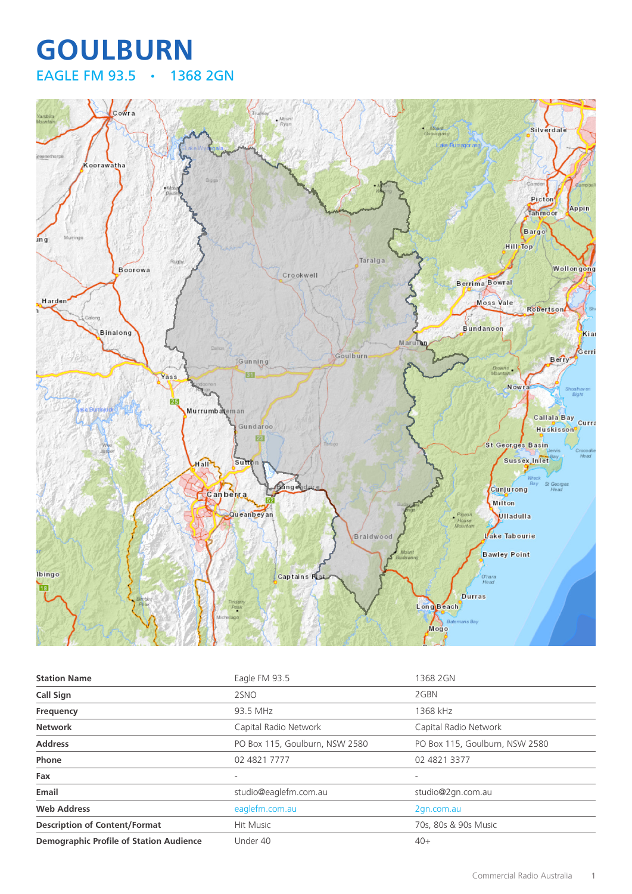# GOULBURN

## EAGLE FM 93.5 • 1368 2GN

| Station Name | Eagle FM 93.5 | 1368 2GN |
|---|---|---|
| Call Sign | 2SNO | 2GBN |
| Frequency | 93.5 MHz | 1368 kHz |
| Network | Capital Radio Network | Capital Radio Network |
| Address | PO Box 115, Goulburn, NSW 2580 | PO Box 115, Goulburn, NSW 2580 |
| Phone | 02 4821 7777 | 02 4821 3377 |
| Fax | - | - |
| Email | studio@eaglefm.com.au | studio@2gn.com.au |
| Web Address | eaglefm.com.au | 2gn.com.au |
| Description of Content/Format | Hit Music | 70s, 80s & 90s Music |
| Demographic Profile of Station Audience | Under 40 | 40+ |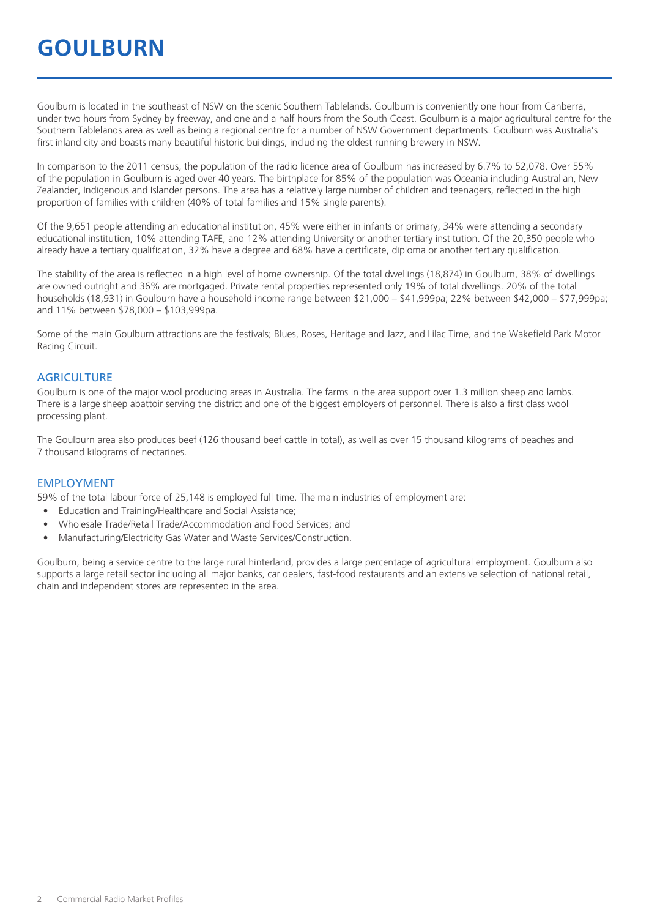# GOULBURN

Goulburn is located in the southeast of NSW on the scenic Southern Tablelands. Goulburn is conveniently one hour from Canberra, under two hours from Sydney by freeway, and one and a half hours from the South Coast. Goulburn is a major agricultural centre for the Southern Tablelands area as well as being a regional centre for a number of NSW Government departments. Goulburn was Australia's first inland city and boasts many beautiful historic buildings, including the oldest running brewery in NSW.

In comparison to the 2011 census, the population of the radio licence area of Goulburn has increased by 6.7% to 52,078. Over 55% of the population in Goulburn is aged over 40 years. The birthplace for 85% of the population was Oceania including Australian, New Zealander, Indigenous and Islander persons. The area has a relatively large number of children and teenagers, reflected in the high proportion of families with children (40% of total families and 15% single parents).

Of the 9,651 people attending an educational institution, 45% were either in infants or primary, 34% were attending a secondary educational institution, 10% attending TAFE, and 12% attending University or another tertiary institution. Of the 20,350 people who already have a tertiary qualification, 32% have a degree and 68% have a certificate, diploma or another tertiary qualification.

The stability of the area is reflected in a high level of home ownership. Of the total dwellings (18,874) in Goulburn, 38% of dwellings are owned outright and 36% are mortgaged. Private rental properties represented only 19% of total dwellings. 20% of the total households (18,931) in Goulburn have a household income range between $21,000 – $41,999pa; 22% between $42,000 – $77,999pa; and 11% between $78,000 – $103,999pa.

Some of the main Goulburn attractions are the festivals; Blues, Roses, Heritage and Jazz, and Lilac Time, and the Wakefield Park Motor Racing Circuit.

## AGRICULTURE

Goulburn is one of the major wool producing areas in Australia. The farms in the area support over 1.3 million sheep and lambs. There is a large sheep abattoir serving the district and one of the biggest employers of personnel. There is also a first class wool processing plant.

The Goulburn area also produces beef (126 thousand beef cattle in total), as well as over 15 thousand kilograms of peaches and 7 thousand kilograms of nectarines.

## EMPLOYMENT

59% of the total labour force of 25,148 is employed full time. The main industries of employment are:

- Education and Training/Healthcare and Social Assistance;
- Wholesale Trade/Retail Trade/Accommodation and Food Services; and
- Manufacturing/Electricity Gas Water and Waste Services/Construction.

Goulburn, being a service centre to the large rural hinterland, provides a large percentage of agricultural employment. Goulburn also supports a large retail sector including all major banks, car dealers, fast-food restaurants and an extensive selection of national retail, chain and independent stores are represented in the area.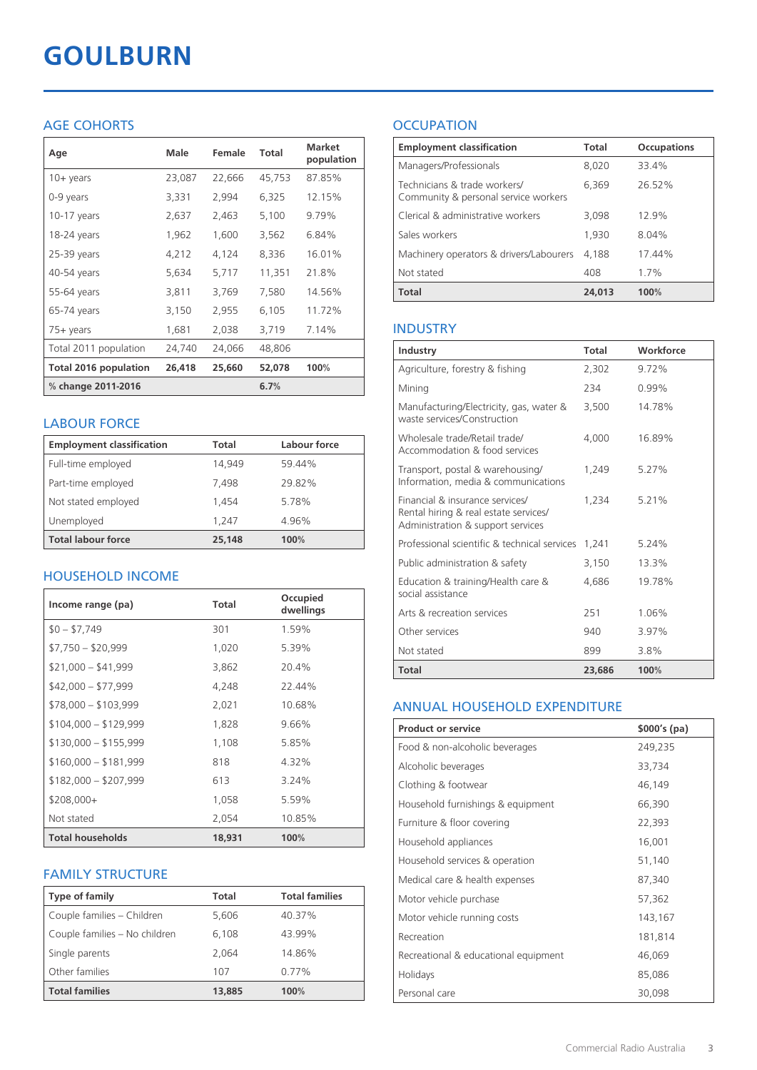# GOULBURN

## AGE COHORTS

| Age | Male | Female | Total | Market population |
|---|---|---|---|---|
| 10+ years | 23,087 | 22,666 | 45,753 | 87.85% |
| 0-9 years | 3,331 | 2,994 | 6,325 | 12.15% |
| 10-17 years | 2,637 | 2,463 | 5,100 | 9.79% |
| 18-24 years | 1,962 | 1,600 | 3,562 | 6.84% |
| 25-39 years | 4,212 | 4,124 | 8,336 | 16.01% |
| 40-54 years | 5,634 | 5,717 | 11,351 | 21.8% |
| 55-64 years | 3,811 | 3,769 | 7,580 | 14.56% |
| 65-74 years | 3,150 | 2,955 | 6,105 | 11.72% |
| 75+ years | 1,681 | 2,038 | 3,719 | 7.14% |
| Total 2011 population | 24,740 | 24,066 | 48,806 | |
| **Total 2016 population** | **26,418** | **25,660** | **52,078** | **100%** |
| **% change 2011-2016** | | | **6.7%** | |

## LABOUR FORCE

| Employment classification | Total | Labour force |
|---|---|---|
| Full-time employed | 14,949 | 59.44% |
| Part-time employed | 7,498 | 29.82% |
| Not stated employed | 1,454 | 5.78% |
| Unemployed | 1,247 | 4.96% |
| **Total labour force** | **25,148** | **100%** |

## HOUSEHOLD INCOME

| Income range (pa) | Total | Occupied dwellings |
|---|---|---|
| $0 – $7,749 | 301 | 1.59% |
| $7,750 – $20,999 | 1,020 | 5.39% |
| $21,000 – $41,999 | 3,862 | 20.4% |
| $42,000 – $77,999 | 4,248 | 22.44% |
| $78,000 – $103,999 | 2,021 | 10.68% |
| $104,000 – $129,999 | 1,828 | 9.66% |
| $130,000 – $155,999 | 1,108 | 5.85% |
| $160,000 – $181,999 | 818 | 4.32% |
| $182,000 – $207,999 | 613 | 3.24% |
| $208,000+ | 1,058 | 5.59% |
| Not stated | 2,054 | 10.85% |
| **Total households** | **18,931** | **100%** |

## FAMILY STRUCTURE

| Type of family | Total | Total families |
|---|---|---|
| Couple families – Children | 5,606 | 40.37% |
| Couple families – No children | 6,108 | 43.99% |
| Single parents | 2,064 | 14.86% |
| Other families | 107 | 0.77% |
| **Total families** | **13,885** | **100%** |

## OCCUPATION

| Employment classification | Total | Occupations |
|---|---|---|
| Managers/Professionals | 8,020 | 33.4% |
| Technicians & trade workers/ Community & personal service workers | 6,369 | 26.52% |
| Clerical & administrative workers | 3,098 | 12.9% |
| Sales workers | 1,930 | 8.04% |
| Machinery operators & drivers/Labourers | 4,188 | 17.44% |
| Not stated | 408 | 1.7% |
| **Total** | **24,013** | **100%** |

## INDUSTRY

| Industry | Total | Workforce |
|---|---|---|
| Agriculture, forestry & fishing | 2,302 | 9.72% |
| Mining | 234 | 0.99% |
| Manufacturing/Electricity, gas, water & waste services/Construction | 3,500 | 14.78% |
| Wholesale trade/Retail trade/ Accommodation & food services | 4,000 | 16.89% |
| Transport, postal & warehousing/ Information, media & communications | 1,249 | 5.27% |
| Financial & insurance services/ Rental hiring & real estate services/ Administration & support services | 1,234 | 5.21% |
| Professional scientific & technical services | 1,241 | 5.24% |
| Public administration & safety | 3,150 | 13.3% |
| Education & training/Health care & social assistance | 4,686 | 19.78% |
| Arts & recreation services | 251 | 1.06% |
| Other services | 940 | 3.97% |
| Not stated | 899 | 3.8% |
| **Total** | **23,686** | **100%** |

## ANNUAL HOUSEHOLD EXPENDITURE

| Product or service | $000's (pa) |
|---|---|
| Food & non-alcoholic beverages | 249,235 |
| Alcoholic beverages | 33,734 |
| Clothing & footwear | 46,149 |
| Household furnishings & equipment | 66,390 |
| Furniture & floor covering | 22,393 |
| Household appliances | 16,001 |
| Household services & operation | 51,140 |
| Medical care & health expenses | 87,340 |
| Motor vehicle purchase | 57,362 |
| Motor vehicle running costs | 143,167 |
| Recreation | 181,814 |
| Recreational & educational equipment | 46,069 |
| Holidays | 85,086 |
| Personal care | 30,098 |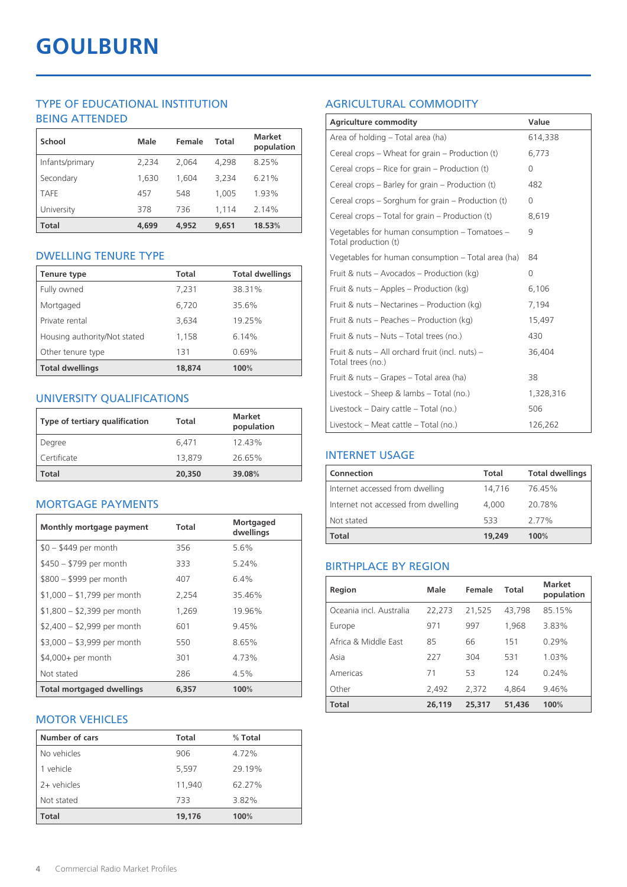# GOULBURN

## TYPE OF EDUCATIONAL INSTITUTION BEING ATTENDED

| School | Male | Female | Total | Market population |
|---|---|---|---|---|
| Infants/primary | 2,234 | 2,064 | 4,298 | 8.25% |
| Secondary | 1,630 | 1,604 | 3,234 | 6.21% |
| TAFE | 457 | 548 | 1,005 | 1.93% |
| University | 378 | 736 | 1,114 | 2.14% |
| **Total** | **4,699** | **4,952** | **9,651** | **18.53%** |

## DWELLING TENURE TYPE

| Tenure type | Total | Total dwellings |
|---|---|---|
| Fully owned | 7,231 | 38.31% |
| Mortgaged | 6,720 | 35.6% |
| Private rental | 3,634 | 19.25% |
| Housing authority/Not stated | 1,158 | 6.14% |
| Other tenure type | 131 | 0.69% |
| **Total dwellings** | **18,874** | **100%** |

## UNIVERSITY QUALIFICATIONS

| Type of tertiary qualification | Total | Market population |
|---|---|---|
| Degree | 6,471 | 12.43% |
| Certificate | 13,879 | 26.65% |
| **Total** | **20,350** | **39.08%** |

## MORTGAGE PAYMENTS

| Monthly mortgage payment | Total | Mortgaged dwellings |
|---|---|---|
| $0 – $449 per month | 356 | 5.6% |
| $450 – $799 per month | 333 | 5.24% |
| $800 – $999 per month | 407 | 6.4% |
| $1,000 – $1,799 per month | 2,254 | 35.46% |
| $1,800 – $2,399 per month | 1,269 | 19.96% |
| $2,400 – $2,999 per month | 601 | 9.45% |
| $3,000 – $3,999 per month | 550 | 8.65% |
| $4,000+ per month | 301 | 4.73% |
| Not stated | 286 | 4.5% |
| **Total mortgaged dwellings** | **6,357** | **100%** |

## MOTOR VEHICLES

| Number of cars | Total | % Total |
|---|---|---|
| No vehicles | 906 | 4.72% |
| 1 vehicle | 5,597 | 29.19% |
| 2+ vehicles | 11,940 | 62.27% |
| Not stated | 733 | 3.82% |
| **Total** | **19,176** | **100%** |

## AGRICULTURAL COMMODITY

| Agriculture commodity | Value |
|---|---|
| Area of holding – Total area (ha) | 614,338 |
| Cereal crops – Wheat for grain – Production (t) | 6,773 |
| Cereal crops – Rice for grain – Production (t) | 0 |
| Cereal crops – Barley for grain – Production (t) | 482 |
| Cereal crops – Sorghum for grain – Production (t) | 0 |
| Cereal crops – Total for grain – Production (t) | 8,619 |
| Vegetables for human consumption – Tomatoes – Total production (t) | 9 |
| Vegetables for human consumption – Total area (ha) | 84 |
| Fruit & nuts – Avocados – Production (kg) | 0 |
| Fruit & nuts – Apples – Production (kg) | 6,106 |
| Fruit & nuts – Nectarines – Production (kg) | 7,194 |
| Fruit & nuts – Peaches – Production (kg) | 15,497 |
| Fruit & nuts – Nuts – Total trees (no.) | 430 |
| Fruit & nuts – All orchard fruit (incl. nuts) – Total trees (no.) | 36,404 |
| Fruit & nuts – Grapes – Total area (ha) | 38 |
| Livestock – Sheep & lambs – Total (no.) | 1,328,316 |
| Livestock – Dairy cattle – Total (no.) | 506 |
| Livestock – Meat cattle – Total (no.) | 126,262 |

## INTERNET USAGE

| Connection | Total | Total dwellings |
|---|---|---|
| Internet accessed from dwelling | 14,716 | 76.45% |
| Internet not accessed from dwelling | 4,000 | 20.78% |
| Not stated | 533 | 2.77% |
| **Total** | **19,249** | **100%** |

## BIRTHPLACE BY REGION

| Region | Male | Female | Total | Market population |
|---|---|---|---|---|
| Oceania incl. Australia | 22,273 | 21,525 | 43,798 | 85.15% |
| Europe | 971 | 997 | 1,968 | 3.83% |
| Africa & Middle East | 85 | 66 | 151 | 0.29% |
| Asia | 227 | 304 | 531 | 1.03% |
| Americas | 71 | 53 | 124 | 0.24% |
| Other | 2,492 | 2,372 | 4,864 | 9.46% |
| **Total** | **26,119** | **25,317** | **51,436** | **100%** |